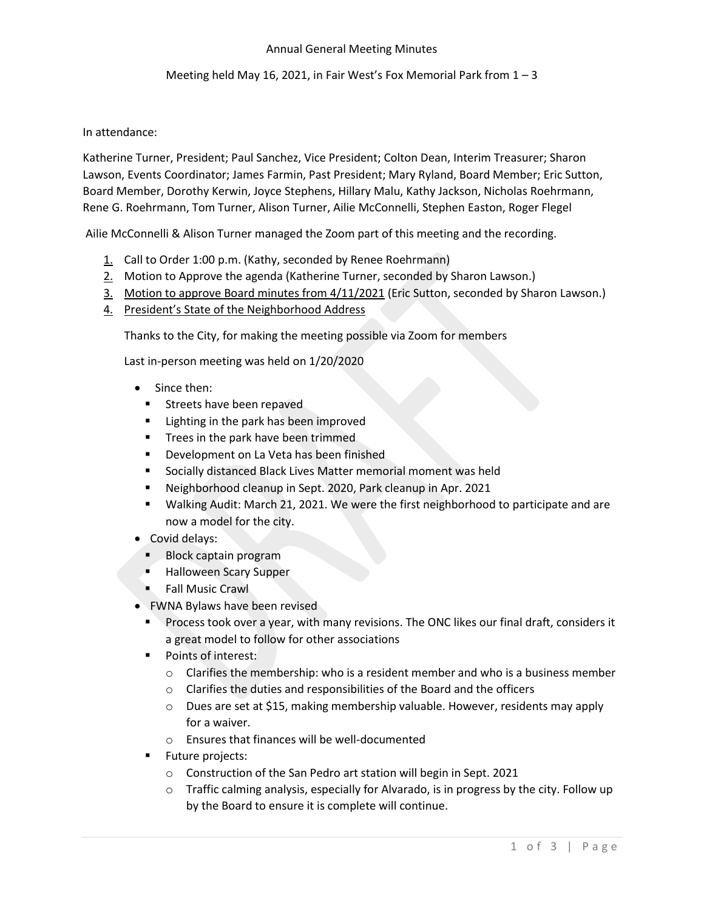Annual General Meeting Minutes

Meeting held May 16, 2021, in Fair West's Fox Memorial Park from 1 – 3

In attendance:

Katherine Turner, President; Paul Sanchez, Vice President; Colton Dean, Interim Treasurer; Sharon Lawson, Events Coordinator; James Farmin, Past President; Mary Ryland, Board Member; Eric Sutton, Board Member, Dorothy Kerwin, Joyce Stephens, Hillary Malu, Kathy Jackson, Nicholas Roehrmann, Rene G. Roehrmann, Tom Turner, Alison Turner, Ailie McConnelli, Stephen Easton, Roger Flegel

Ailie McConnelli & Alison Turner managed the Zoom part of this meeting and the recording.

1. Call to Order 1:00 p.m. (Kathy, seconded by Renee Roehrmann)
2. Motion to Approve the agenda (Katherine Turner, seconded by Sharon Lawson.)
3. Motion to approve Board minutes from 4/11/2021 (Eric Sutton, seconded by Sharon Lawson.)
4. President's State of the Neighborhood Address

   Thanks to the City, for making the meeting possible via Zoom for members

   Last in-person meeting was held on 1/20/2020

   - Since then:
     - Streets have been repaved
     - Lighting in the park has been improved
     - Trees in the park have been trimmed
     - Development on La Veta has been finished
     - Socially distanced Black Lives Matter memorial moment was held
     - Neighborhood cleanup in Sept. 2020, Park cleanup in Apr. 2021
     - Walking Audit: March 21, 2021. We were the first neighborhood to participate and are now a model for the city.
   - Covid delays:
     - Block captain program
     - Halloween Scary Supper
     - Fall Music Crawl
   - FWNA Bylaws have been revised
     - Process took over a year, with many revisions. The ONC likes our final draft, considers it a great model to follow for other associations
     - Points of interest:
       - Clarifies the membership: who is a resident member and who is a business member
       - Clarifies the duties and responsibilities of the Board and the officers
       - Dues are set at $15, making membership valuable. However, residents may apply for a waiver.
       - Ensures that finances will be well-documented
     - Future projects:
       - Construction of the San Pedro art station will begin in Sept. 2021
       - Traffic calming analysis, especially for Alvarado, is in progress by the city. Follow up by the Board to ensure it is complete will continue.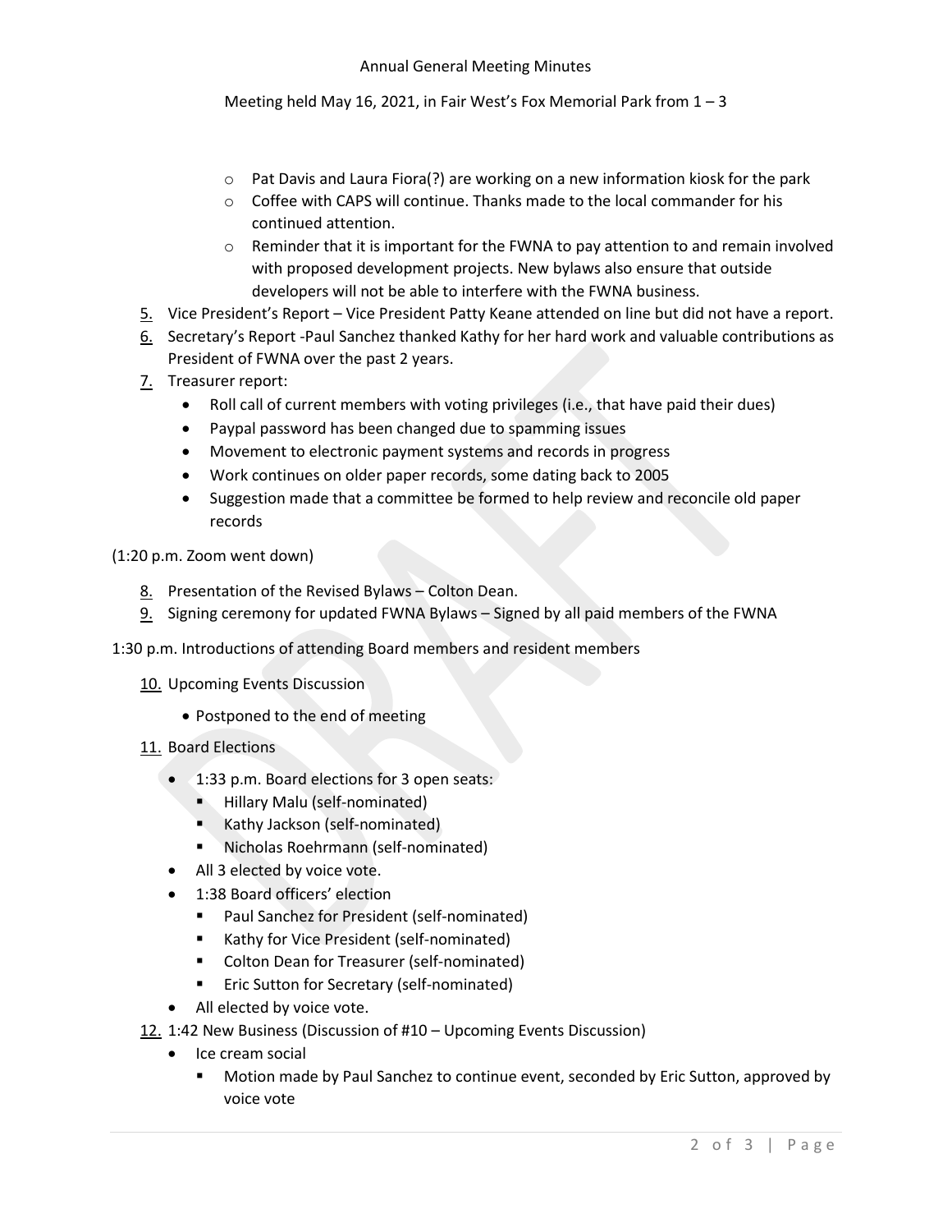Annual General Meeting Minutes

Meeting held May 16, 2021, in Fair West's Fox Memorial Park from 1 – 3

- Pat Davis and Laura Fiora(?) are working on a new information kiosk for the park
- Coffee with CAPS will continue. Thanks made to the local commander for his continued attention.
- Reminder that it is important for the FWNA to pay attention to and remain involved with proposed development projects. New bylaws also ensure that outside developers will not be able to interfere with the FWNA business.

5. Vice President's Report – Vice President Patty Keane attended on line but did not have a report.
6. Secretary's Report -Paul Sanchez thanked Kathy for her hard work and valuable contributions as President of FWNA over the past 2 years.
7. Treasurer report:
   - Roll call of current members with voting privileges (i.e., that have paid their dues)
   - Paypal password has been changed due to spamming issues
   - Movement to electronic payment systems and records in progress
   - Work continues on older paper records, some dating back to 2005
   - Suggestion made that a committee be formed to help review and reconcile old paper records

(1:20 p.m. Zoom went down)

8. Presentation of the Revised Bylaws – Colton Dean.
9. Signing ceremony for updated FWNA Bylaws – Signed by all paid members of the FWNA

1:30 p.m. Introductions of attending Board members and resident members

10. Upcoming Events Discussion
    - Postponed to the end of meeting
11. Board Elections
    - 1:33 p.m. Board elections for 3 open seats:
      - Hillary Malu (self-nominated)
      - Kathy Jackson (self-nominated)
      - Nicholas Roehrmann (self-nominated)
    - All 3 elected by voice vote.
    - 1:38 Board officers' election
      - Paul Sanchez for President (self-nominated)
      - Kathy for Vice President (self-nominated)
      - Colton Dean for Treasurer (self-nominated)
      - Eric Sutton for Secretary (self-nominated)
    - All elected by voice vote.
12. 1:42 New Business (Discussion of #10 – Upcoming Events Discussion)
    - Ice cream social
      - Motion made by Paul Sanchez to continue event, seconded by Eric Sutton, approved by voice vote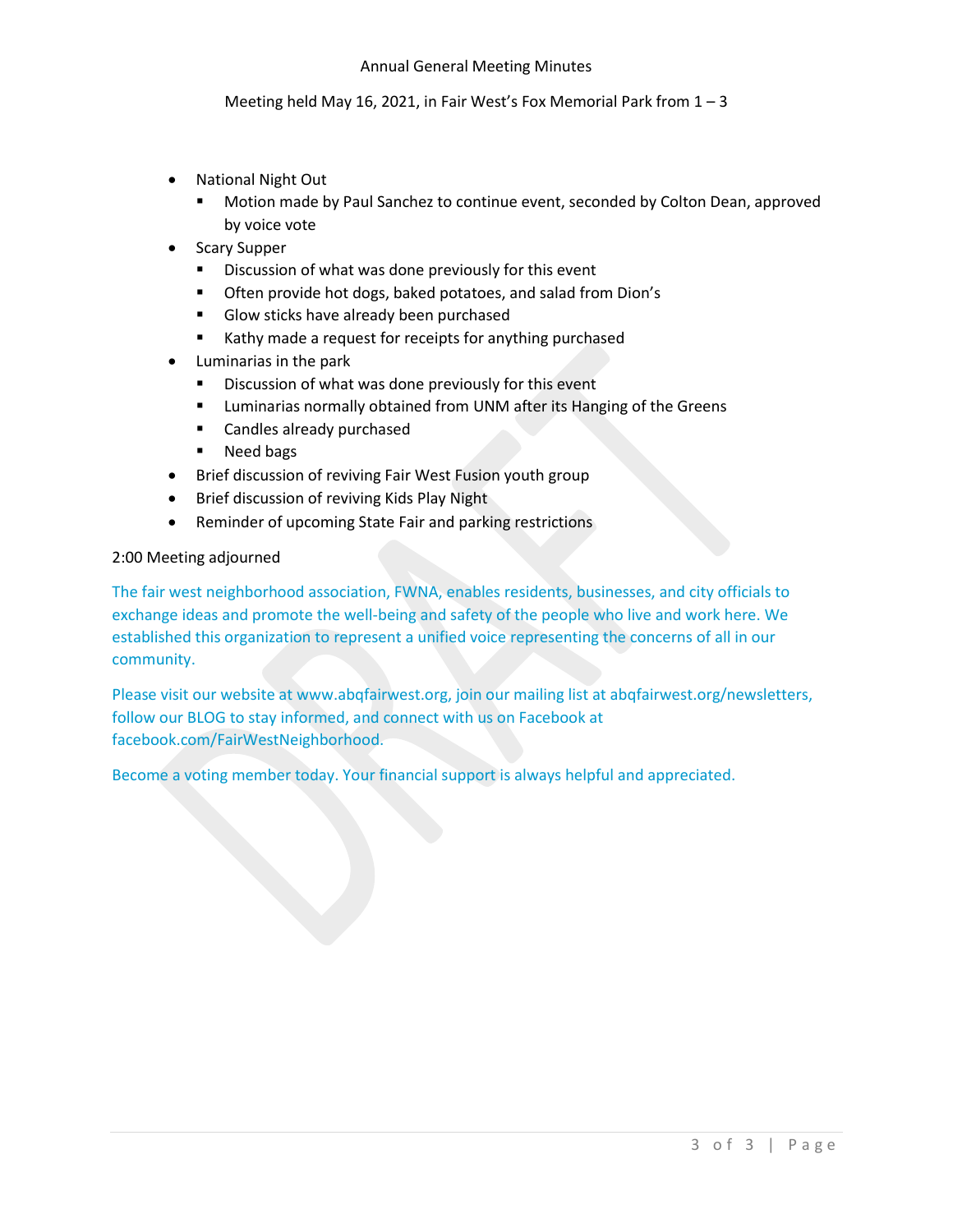- National Night Out
  - Motion made by Paul Sanchez to continue event, seconded by Colton Dean, approved by voice vote
- Scary Supper
  - Discussion of what was done previously for this event
  - Often provide hot dogs, baked potatoes, and salad from Dion's
  - Glow sticks have already been purchased
  - Kathy made a request for receipts for anything purchased
- Luminarias in the park
  - Discussion of what was done previously for this event
  - Luminarias normally obtained from UNM after its Hanging of the Greens
  - Candles already purchased
  - Need bags
- Brief discussion of reviving Fair West Fusion youth group
- Brief discussion of reviving Kids Play Night
- Reminder of upcoming State Fair and parking restrictions

2:00 Meeting adjourned

The fair west neighborhood association, FWNA, enables residents, businesses, and city officials to exchange ideas and promote the well-being and safety of the people who live and work here. We established this organization to represent a unified voice representing the concerns of all in our community.

Please visit our website at www.abqfairwest.org, join our mailing list at abqfairwest.org/newsletters, follow our BLOG to stay informed, and connect with us on Facebook at facebook.com/FairWestNeighborhood.

Become a voting member today. Your financial support is always helpful and appreciated.